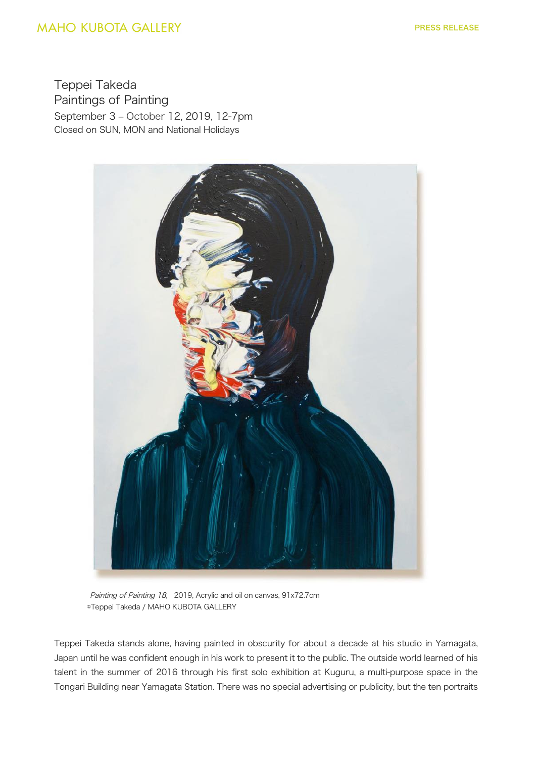MAHO KUBOTA GALLERY

PRESS RELEASE

# Teppei Takeda
## Paintings of Painting

September 3 – October 12, 2019, 12-7pm
Closed on SUN, MON and National Holidays

*Painting of Painting 18*, 2019, Acrylic and oil on canvas, 91x72.7cm
©Teppei Takeda / MAHO KUBOTA GALLERY

Teppei Takeda stands alone, having painted in obscurity for about a decade at his studio in Yamagata, Japan until he was confident enough in his work to present it to the public. The outside world learned of his talent in the summer of 2016 through his first solo exhibition at Kuguru, a multi-purpose space in the Tongari Building near Yamagata Station. There was no special advertising or publicity, but the ten portraits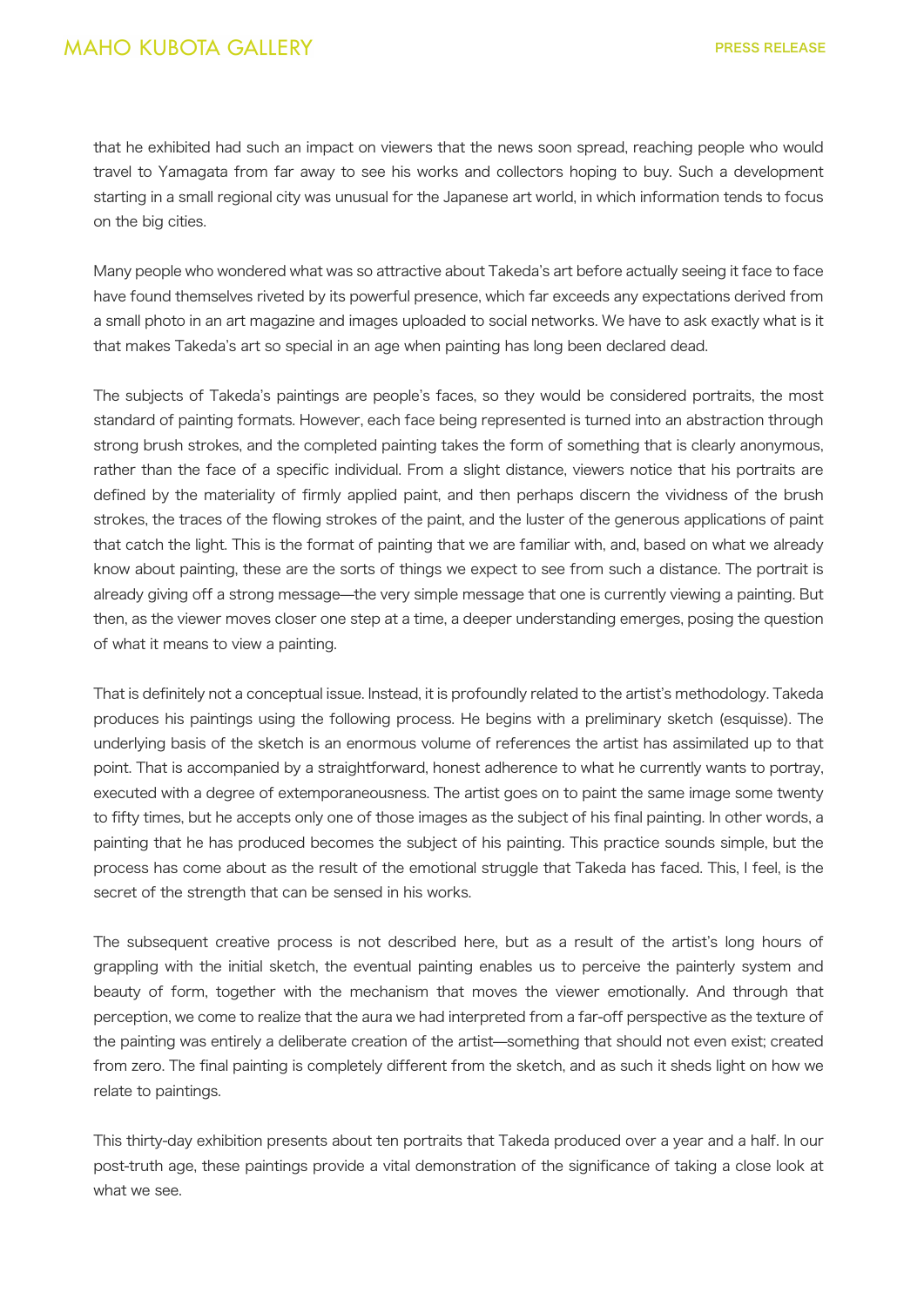that he exhibited had such an impact on viewers that the news soon spread, reaching people who would travel to Yamagata from far away to see his works and collectors hoping to buy. Such a development starting in a small regional city was unusual for the Japanese art world, in which information tends to focus on the big cities.

Many people who wondered what was so attractive about Takeda's art before actually seeing it face to face have found themselves riveted by its powerful presence, which far exceeds any expectations derived from a small photo in an art magazine and images uploaded to social networks. We have to ask exactly what is it that makes Takeda's art so special in an age when painting has long been declared dead.

The subjects of Takeda's paintings are people's faces, so they would be considered portraits, the most standard of painting formats. However, each face being represented is turned into an abstraction through strong brush strokes, and the completed painting takes the form of something that is clearly anonymous, rather than the face of a specific individual. From a slight distance, viewers notice that his portraits are defined by the materiality of firmly applied paint, and then perhaps discern the vividness of the brush strokes, the traces of the flowing strokes of the paint, and the luster of the generous applications of paint that catch the light. This is the format of painting that we are familiar with, and, based on what we already know about painting, these are the sorts of things we expect to see from such a distance. The portrait is already giving off a strong message—the very simple message that one is currently viewing a painting. But then, as the viewer moves closer one step at a time, a deeper understanding emerges, posing the question of what it means to view a painting.

That is definitely not a conceptual issue. Instead, it is profoundly related to the artist's methodology. Takeda produces his paintings using the following process. He begins with a preliminary sketch (esquisse). The underlying basis of the sketch is an enormous volume of references the artist has assimilated up to that point. That is accompanied by a straightforward, honest adherence to what he currently wants to portray, executed with a degree of extemporaneousness. The artist goes on to paint the same image some twenty to fifty times, but he accepts only one of those images as the subject of his final painting. In other words, a painting that he has produced becomes the subject of his painting. This practice sounds simple, but the process has come about as the result of the emotional struggle that Takeda has faced. This, I feel, is the secret of the strength that can be sensed in his works.

The subsequent creative process is not described here, but as a result of the artist's long hours of grappling with the initial sketch, the eventual painting enables us to perceive the painterly system and beauty of form, together with the mechanism that moves the viewer emotionally. And through that perception, we come to realize that the aura we had interpreted from a far-off perspective as the texture of the painting was entirely a deliberate creation of the artist—something that should not even exist; created from zero. The final painting is completely different from the sketch, and as such it sheds light on how we relate to paintings.

This thirty-day exhibition presents about ten portraits that Takeda produced over a year and a half. In our post-truth age, these paintings provide a vital demonstration of the significance of taking a close look at what we see.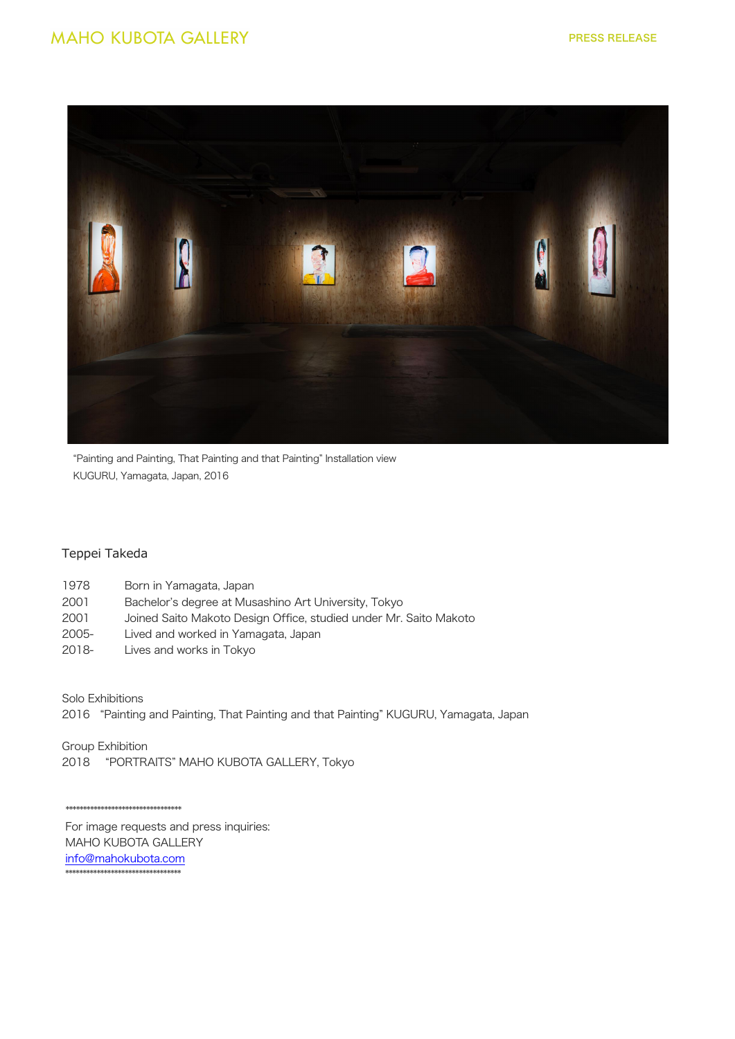"Painting and Painting, That Painting and that Painting" Installation view
KUGURU, Yamagata, Japan, 2016

## Teppei Takeda

| | |
|---|---|
| 1978 | Born in Yamagata, Japan |
| 2001 | Bachelor's degree at Musashino Art University, Tokyo |
| 2001 | Joined Saito Makoto Design Office, studied under Mr. Saito Makoto |
| 2005- | Lived and worked in Yamagata, Japan |
| 2018- | Lives and works in Tokyo |

Solo Exhibitions
2016 "Painting and Painting, That Painting and that Painting" KUGURU, Yamagata, Japan

Group Exhibition
2018 "PORTRAITS" MAHO KUBOTA GALLERY, Tokyo

**********************************

For image requests and press inquiries:
MAHO KUBOTA GALLERY
info@mahokubota.com

**********************************